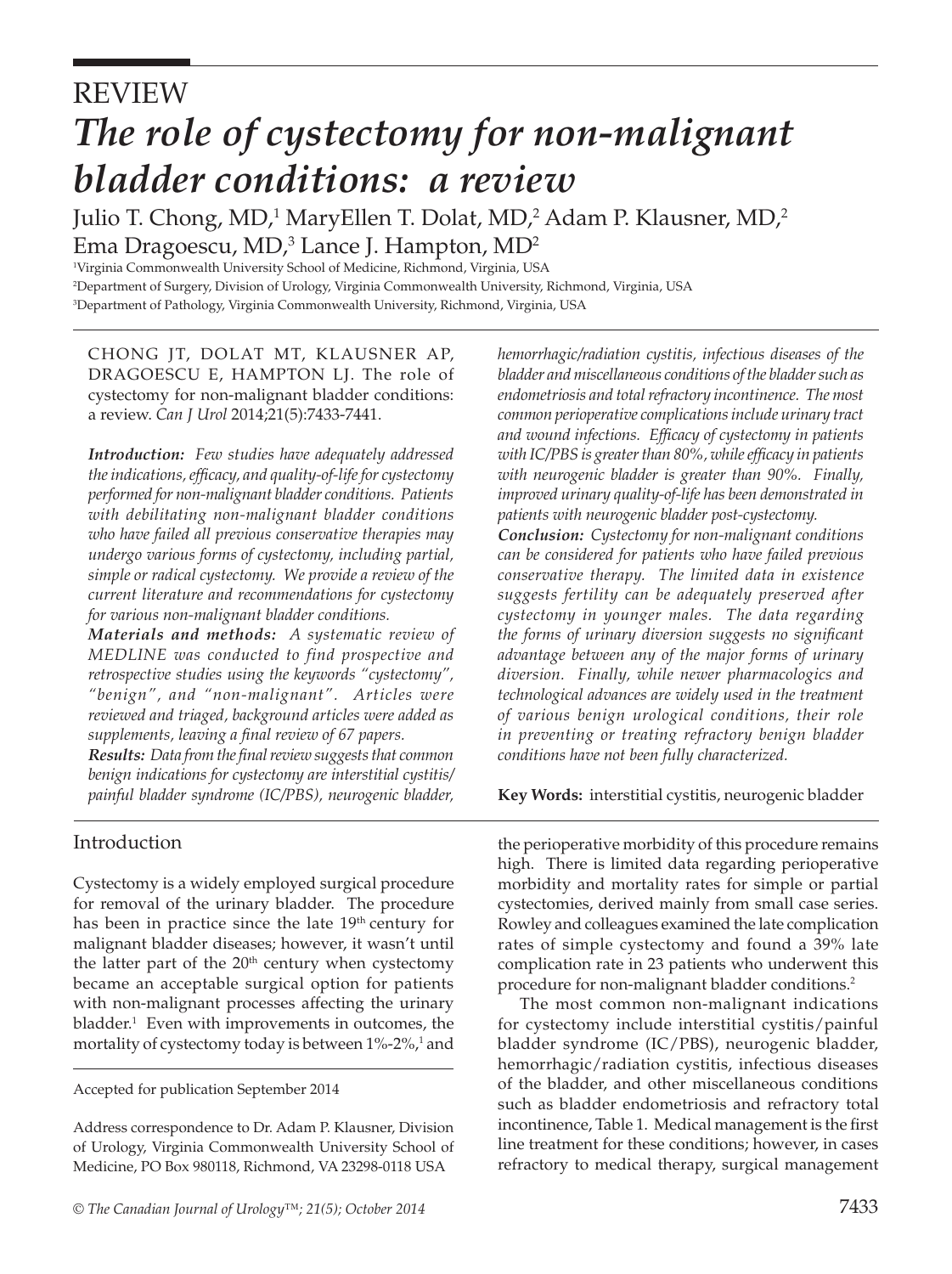REVIEW

# *The role of cystectomy for non-malignant bladder conditions: a review*

Julio T. Chong, MD,[1] MaryEllen T. Dolat, MD,[2] Adam P. Klausner, MD,[2] Ema Dragoescu, MD,[3] Lance J. Hampton, MD[2]

[1]Virginia Commonwealth University School of Medicine, Richmond, Virginia, USA
[2]Department of Surgery, Division of Urology, Virginia Commonwealth University, Richmond, Virginia, USA
[3]Department of Pathology, Virginia Commonwealth University, Richmond, Virginia, USA

CHONG JT, DOLAT MT, KLAUSNER AP, DRAGOESCU E, HAMPTON LJ. The role of cystectomy for non-malignant bladder conditions: a review. *Can J Urol* 2014;21(5):7433-7441.

***Introduction:*** *Few studies have adequately addressed the indications, efficacy, and quality-of-life for cystectomy performed for non-malignant bladder conditions. Patients with debilitating non-malignant bladder conditions who have failed all previous conservative therapies may undergo various forms of cystectomy, including partial, simple or radical cystectomy. We provide a review of the current literature and recommendations for cystectomy for various non-malignant bladder conditions.*

***Materials and methods:*** *A systematic review of MEDLINE was conducted to find prospective and retrospective studies using the keywords "cystectomy", "benign", and "non-malignant". Articles were reviewed and triaged, background articles were added as supplements, leaving a final review of 67 papers.*

***Results:*** *Data from the final review suggests that common benign indications for cystectomy are interstitial cystitis/painful bladder syndrome (IC/PBS), neurogenic bladder, hemorrhagic/radiation cystitis, infectious diseases of the bladder and miscellaneous conditions of the bladder such as endometriosis and total refractory incontinence. The most common perioperative complications include urinary tract and wound infections. Efficacy of cystectomy in patients with IC/PBS is greater than 80%, while efficacy in patients with neurogenic bladder is greater than 90%. Finally, improved urinary quality-of-life has been demonstrated in patients with neurogenic bladder post-cystectomy.*

***Conclusion:*** *Cystectomy for non-malignant conditions can be considered for patients who have failed previous conservative therapy. The limited data in existence suggests fertility can be adequately preserved after cystectomy in younger males. The data regarding the forms of urinary diversion suggests no significant advantage between any of the major forms of urinary diversion. Finally, while newer pharmacologics and technological advances are widely used in the treatment of various benign urological conditions, their role in preventing or treating refractory benign bladder conditions have not been fully characterized.*

**Key Words:** interstitial cystitis, neurogenic bladder

## Introduction

Cystectomy is a widely employed surgical procedure for removal of the urinary bladder. The procedure has been in practice since the late 19th century for malignant bladder diseases; however, it wasn't until the latter part of the 20th century when cystectomy became an acceptable surgical option for patients with non-malignant processes affecting the urinary bladder.[1] Even with improvements in outcomes, the mortality of cystectomy today is between 1%-2%,[1] and the perioperative morbidity of this procedure remains high. There is limited data regarding perioperative morbidity and mortality rates for simple or partial cystectomies, derived mainly from small case series. Rowley and colleagues examined the late complication rates of simple cystectomy and found a 39% late complication rate in 23 patients who underwent this procedure for non-malignant bladder conditions.[2]

The most common non-malignant indications for cystectomy include interstitial cystitis/painful bladder syndrome (IC/PBS), neurogenic bladder, hemorrhagic/radiation cystitis, infectious diseases of the bladder, and other miscellaneous conditions such as bladder endometriosis and refractory total incontinence, Table 1. Medical management is the first line treatment for these conditions; however, in cases refractory to medical therapy, surgical management

Accepted for publication September 2014

Address correspondence to Dr. Adam P. Klausner, Division of Urology, Virginia Commonwealth University School of Medicine, PO Box 980118, Richmond, VA 23298-0118 USA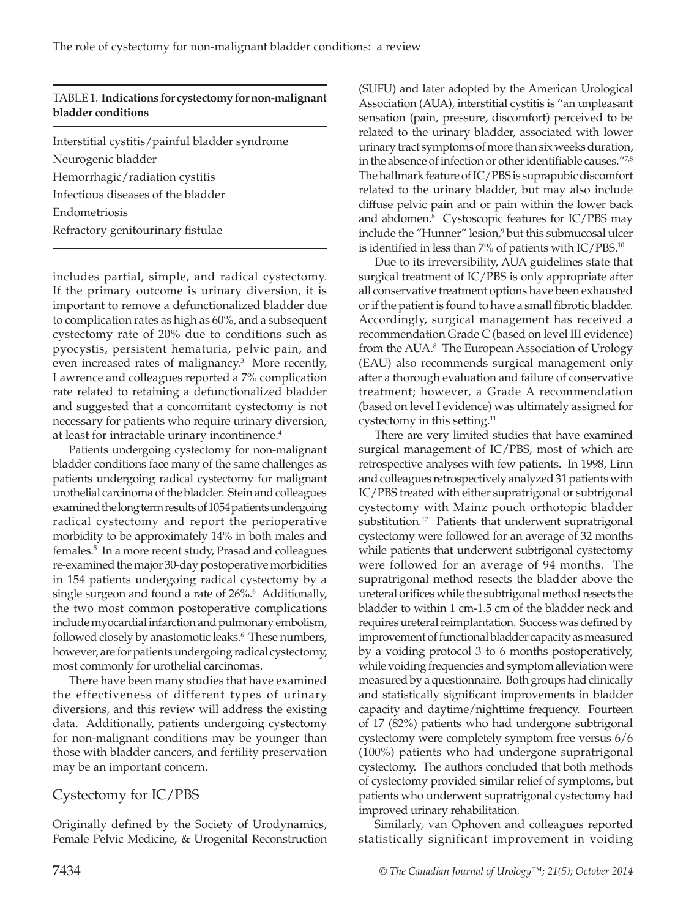TABLE 1. **Indications for cystectomy for non-malignant bladder conditions**

| |
|---|
| Interstitial cystitis/painful bladder syndrome |
| Neurogenic bladder |
| Hemorrhagic/radiation cystitis |
| Infectious diseases of the bladder |
| Endometriosis |
| Refractory genitourinary fistulae |

includes partial, simple, and radical cystectomy. If the primary outcome is urinary diversion, it is important to remove a defunctionalized bladder due to complication rates as high as 60%, and a subsequent cystectomy rate of 20% due to conditions such as pyocystis, persistent hematuria, pelvic pain, and even increased rates of malignancy.[3] More recently, Lawrence and colleagues reported a 7% complication rate related to retaining a defunctionalized bladder and suggested that a concomitant cystectomy is not necessary for patients who require urinary diversion, at least for intractable urinary incontinence.[4]

Patients undergoing cystectomy for non-malignant bladder conditions face many of the same challenges as patients undergoing radical cystectomy for malignant urothelial carcinoma of the bladder. Stein and colleagues examined the long term results of 1054 patients undergoing radical cystectomy and report the perioperative morbidity to be approximately 14% in both males and females.[5] In a more recent study, Prasad and colleagues re-examined the major 30-day postoperative morbidities in 154 patients undergoing radical cystectomy by a single surgeon and found a rate of 26%.[6] Additionally, the two most common postoperative complications include myocardial infarction and pulmonary embolism, followed closely by anastomotic leaks.[6] These numbers, however, are for patients undergoing radical cystectomy, most commonly for urothelial carcinomas.

There have been many studies that have examined the effectiveness of different types of urinary diversions, and this review will address the existing data. Additionally, patients undergoing cystectomy for non-malignant conditions may be younger than those with bladder cancers, and fertility preservation may be an important concern.

## Cystectomy for IC/PBS

Originally defined by the Society of Urodynamics, Female Pelvic Medicine, & Urogenital Reconstruction (SUFU) and later adopted by the American Urological Association (AUA), interstitial cystitis is "an unpleasant sensation (pain, pressure, discomfort) perceived to be related to the urinary bladder, associated with lower urinary tract symptoms of more than six weeks duration, in the absence of infection or other identifiable causes."[7,8] The hallmark feature of IC/PBS is suprapubic discomfort related to the urinary bladder, but may also include diffuse pelvic pain and or pain within the lower back and abdomen.[8] Cystoscopic features for IC/PBS may include the "Hunner" lesion,[9] but this submucosal ulcer is identified in less than 7% of patients with IC/PBS.[10]

Due to its irreversibility, AUA guidelines state that surgical treatment of IC/PBS is only appropriate after all conservative treatment options have been exhausted or if the patient is found to have a small fibrotic bladder. Accordingly, surgical management has received a recommendation Grade C (based on level III evidence) from the AUA.[8] The European Association of Urology (EAU) also recommends surgical management only after a thorough evaluation and failure of conservative treatment; however, a Grade A recommendation (based on level I evidence) was ultimately assigned for cystectomy in this setting.[11]

There are very limited studies that have examined surgical management of IC/PBS, most of which are retrospective analyses with few patients. In 1998, Linn and colleagues retrospectively analyzed 31 patients with IC/PBS treated with either supratrigonal or subtrigonal cystectomy with Mainz pouch orthotopic bladder substitution.[12] Patients that underwent supratrigonal cystectomy were followed for an average of 32 months while patients that underwent subtrigonal cystectomy were followed for an average of 94 months. The supratrigonal method resects the bladder above the ureteral orifices while the subtrigonal method resects the bladder to within 1 cm-1.5 cm of the bladder neck and requires ureteral reimplantation. Success was defined by improvement of functional bladder capacity as measured by a voiding protocol 3 to 6 months postoperatively, while voiding frequencies and symptom alleviation were measured by a questionnaire. Both groups had clinically and statistically significant improvements in bladder capacity and daytime/nighttime frequency. Fourteen of 17 (82%) patients who had undergone subtrigonal cystectomy were completely symptom free versus 6/6 (100%) patients who had undergone supratrigonal cystectomy. The authors concluded that both methods of cystectomy provided similar relief of symptoms, but patients who underwent supratrigonal cystectomy had improved urinary rehabilitation.

Similarly, van Ophoven and colleagues reported statistically significant improvement in voiding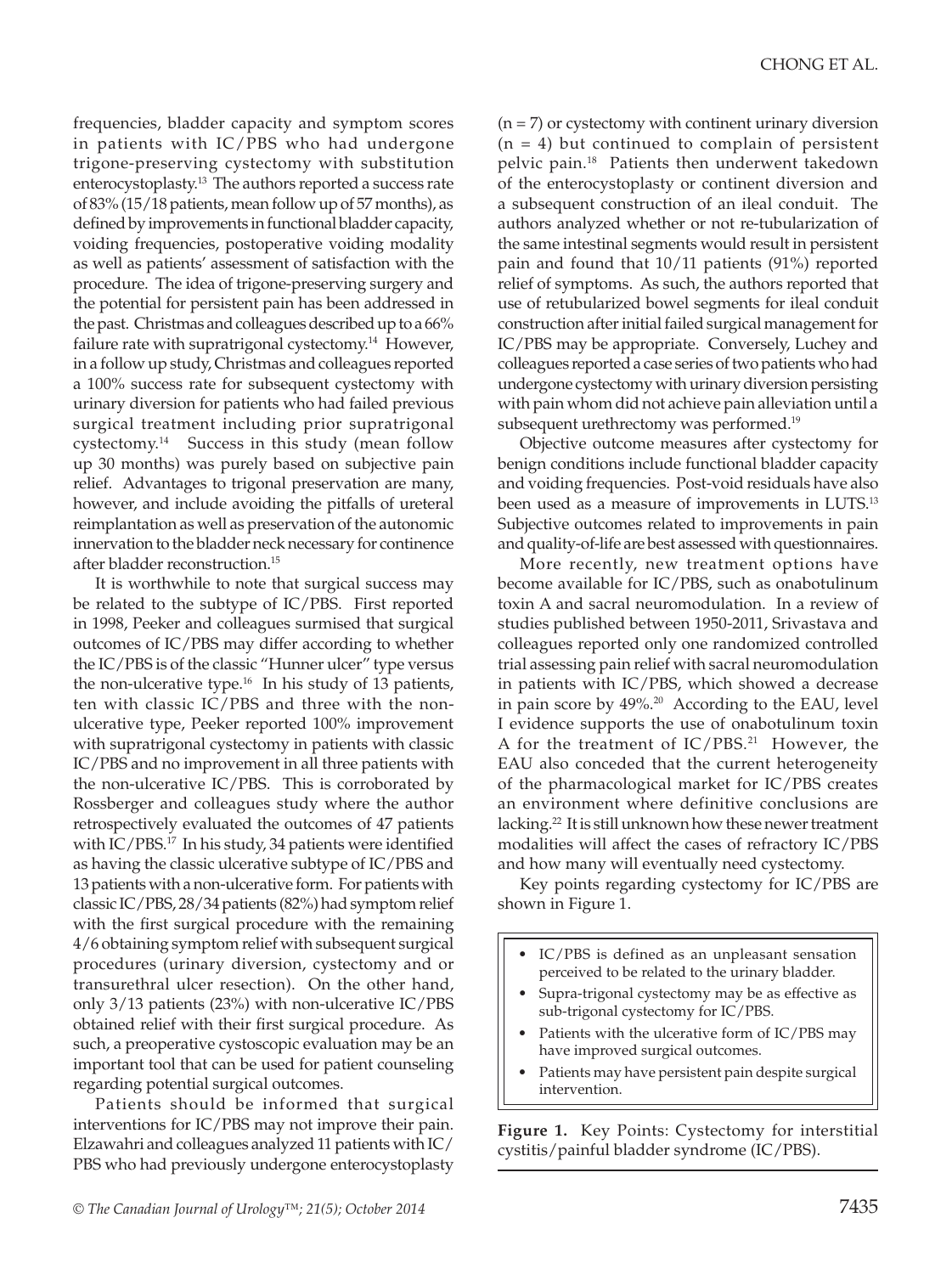frequencies, bladder capacity and symptom scores in patients with IC/PBS who had undergone trigone-preserving cystectomy with substitution enterocystoplasty.[13] The authors reported a success rate of 83% (15/18 patients, mean follow up of 57 months), as defined by improvements in functional bladder capacity, voiding frequencies, postoperative voiding modality as well as patients' assessment of satisfaction with the procedure. The idea of trigone-preserving surgery and the potential for persistent pain has been addressed in the past. Christmas and colleagues described up to a 66% failure rate with supratrigonal cystectomy.[14] However, in a follow up study, Christmas and colleagues reported a 100% success rate for subsequent cystectomy with urinary diversion for patients who had failed previous surgical treatment including prior supratrigonal cystectomy.[14] Success in this study (mean follow up 30 months) was purely based on subjective pain relief. Advantages to trigonal preservation are many, however, and include avoiding the pitfalls of ureteral reimplantation as well as preservation of the autonomic innervation to the bladder neck necessary for continence after bladder reconstruction.[15]

It is worthwhile to note that surgical success may be related to the subtype of IC/PBS. First reported in 1998, Peeker and colleagues surmised that surgical outcomes of IC/PBS may differ according to whether the IC/PBS is of the classic "Hunner ulcer" type versus the non-ulcerative type.[16] In his study of 13 patients, ten with classic IC/PBS and three with the non-ulcerative type, Peeker reported 100% improvement with supratrigonal cystectomy in patients with classic IC/PBS and no improvement in all three patients with the non-ulcerative IC/PBS. This is corroborated by Rossberger and colleagues study where the author retrospectively evaluated the outcomes of 47 patients with IC/PBS.[17] In his study, 34 patients were identified as having the classic ulcerative subtype of IC/PBS and 13 patients with a non-ulcerative form. For patients with classic IC/PBS, 28/34 patients (82%) had symptom relief with the first surgical procedure with the remaining 4/6 obtaining symptom relief with subsequent surgical procedures (urinary diversion, cystectomy and or transurethral ulcer resection). On the other hand, only 3/13 patients (23%) with non-ulcerative IC/PBS obtained relief with their first surgical procedure. As such, a preoperative cystoscopic evaluation may be an important tool that can be used for patient counseling regarding potential surgical outcomes.

Patients should be informed that surgical interventions for IC/PBS may not improve their pain. Elzawahri and colleagues analyzed 11 patients with IC/PBS who had previously undergone enterocystoplasty (n = 7) or cystectomy with continent urinary diversion (n = 4) but continued to complain of persistent pelvic pain.[18] Patients then underwent takedown of the enterocystoplasty or continent diversion and a subsequent construction of an ileal conduit. The authors analyzed whether or not re-tubularization of the same intestinal segments would result in persistent pain and found that 10/11 patients (91%) reported relief of symptoms. As such, the authors reported that use of retubularized bowel segments for ileal conduit construction after initial failed surgical management for IC/PBS may be appropriate. Conversely, Luchey and colleagues reported a case series of two patients who had undergone cystectomy with urinary diversion persisting with pain whom did not achieve pain alleviation until a subsequent urethrectomy was performed.[19]

Objective outcome measures after cystectomy for benign conditions include functional bladder capacity and voiding frequencies. Post-void residuals have also been used as a measure of improvements in LUTS.[13] Subjective outcomes related to improvements in pain and quality-of-life are best assessed with questionnaires.

More recently, new treatment options have become available for IC/PBS, such as onabotulinum toxin A and sacral neuromodulation. In a review of studies published between 1950-2011, Srivastava and colleagues reported only one randomized controlled trial assessing pain relief with sacral neuromodulation in patients with IC/PBS, which showed a decrease in pain score by 49%.[20] According to the EAU, level I evidence supports the use of onabotulinum toxin A for the treatment of IC/PBS.[21] However, the EAU also conceded that the current heterogeneity of the pharmacological market for IC/PBS creates an environment where definitive conclusions are lacking.[22] It is still unknown how these newer treatment modalities will affect the cases of refractory IC/PBS and how many will eventually need cystectomy.

Key points regarding cystectomy for IC/PBS are shown in Figure 1.

- IC/PBS is defined as an unpleasant sensation perceived to be related to the urinary bladder.
- Supra-trigonal cystectomy may be as effective as sub-trigonal cystectomy for IC/PBS.
- Patients with the ulcerative form of IC/PBS may have improved surgical outcomes.
- Patients may have persistent pain despite surgical intervention.

**Figure 1.** Key Points: Cystectomy for interstitial cystitis/painful bladder syndrome (IC/PBS).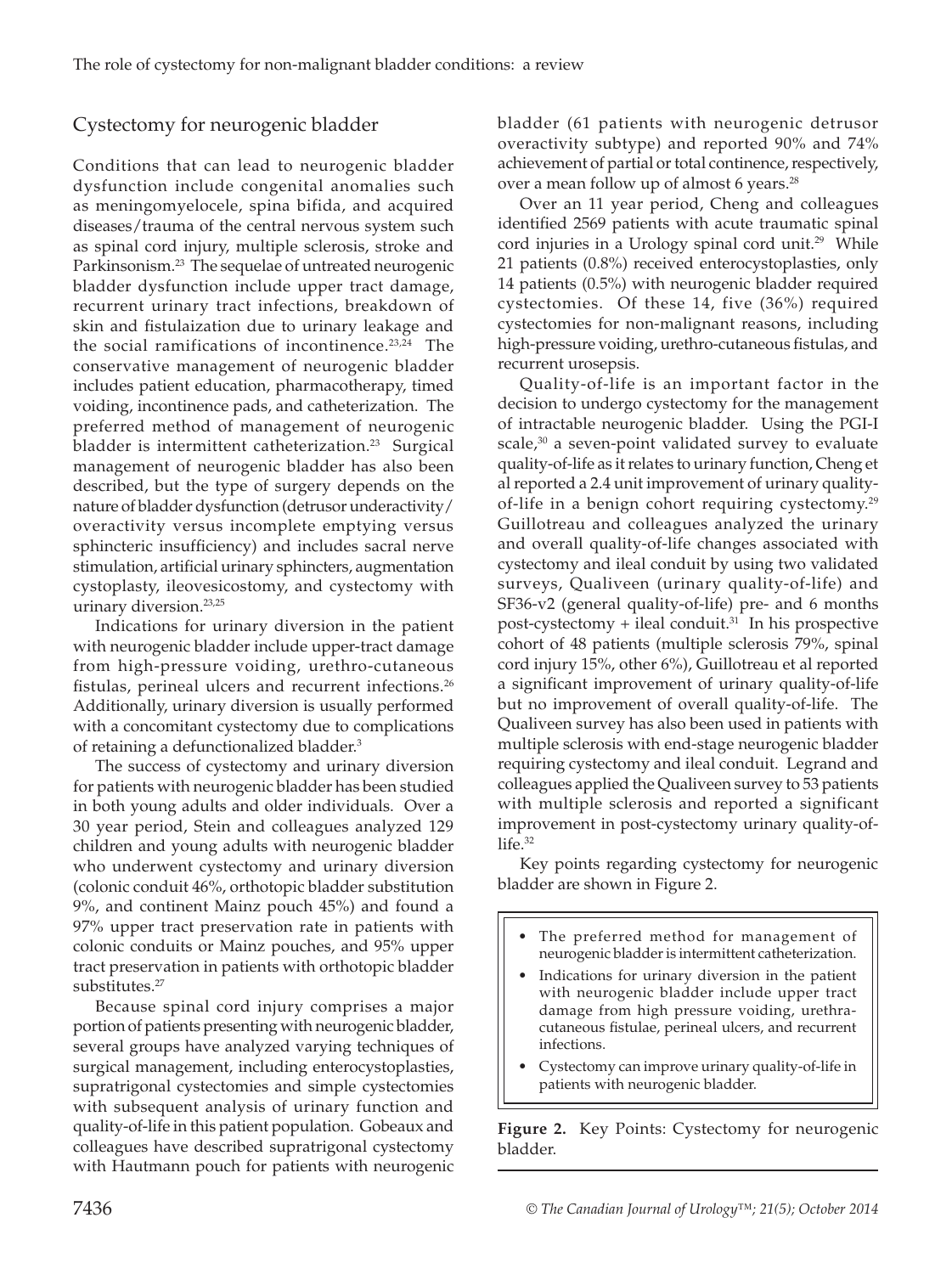## Cystectomy for neurogenic bladder

Conditions that can lead to neurogenic bladder dysfunction include congenital anomalies such as meningomyelocele, spina bifida, and acquired diseases/trauma of the central nervous system such as spinal cord injury, multiple sclerosis, stroke and Parkinsonism.[23] The sequelae of untreated neurogenic bladder dysfunction include upper tract damage, recurrent urinary tract infections, breakdown of skin and fistulaization due to urinary leakage and the social ramifications of incontinence.[23,24] The conservative management of neurogenic bladder includes patient education, pharmacotherapy, timed voiding, incontinence pads, and catheterization. The preferred method of management of neurogenic bladder is intermittent catheterization.[23] Surgical management of neurogenic bladder has also been described, but the type of surgery depends on the nature of bladder dysfunction (detrusor underactivity/overactivity versus incomplete emptying versus sphincteric insufficiency) and includes sacral nerve stimulation, artificial urinary sphincters, augmentation cystoplasty, ileovesicostomy, and cystectomy with urinary diversion.[23,25]

Indications for urinary diversion in the patient with neurogenic bladder include upper-tract damage from high-pressure voiding, urethro-cutaneous fistulas, perineal ulcers and recurrent infections.[26] Additionally, urinary diversion is usually performed with a concomitant cystectomy due to complications of retaining a defunctionalized bladder.[3]

The success of cystectomy and urinary diversion for patients with neurogenic bladder has been studied in both young adults and older individuals. Over a 30 year period, Stein and colleagues analyzed 129 children and young adults with neurogenic bladder who underwent cystectomy and urinary diversion (colonic conduit 46%, orthotopic bladder substitution 9%, and continent Mainz pouch 45%) and found a 97% upper tract preservation rate in patients with colonic conduits or Mainz pouches, and 95% upper tract preservation in patients with orthotopic bladder substitutes.[27]

Because spinal cord injury comprises a major portion of patients presenting with neurogenic bladder, several groups have analyzed varying techniques of surgical management, including enterocystoplasties, supratrigonal cystectomies and simple cystectomies with subsequent analysis of urinary function and quality-of-life in this patient population. Gobeaux and colleagues have described supratrigonal cystectomy with Hautmann pouch for patients with neurogenic bladder (61 patients with neurogenic detrusor overactivity subtype) and reported 90% and 74% achievement of partial or total continence, respectively, over a mean follow up of almost 6 years.[28]

Over an 11 year period, Cheng and colleagues identified 2569 patients with acute traumatic spinal cord injuries in a Urology spinal cord unit.[29] While 21 patients (0.8%) received enterocystoplasties, only 14 patients (0.5%) with neurogenic bladder required cystectomies. Of these 14, five (36%) required cystectomies for non-malignant reasons, including high-pressure voiding, urethro-cutaneous fistulas, and recurrent urosepsis.

Quality-of-life is an important factor in the decision to undergo cystectomy for the management of intractable neurogenic bladder. Using the PGI-I scale,[30] a seven-point validated survey to evaluate quality-of-life as it relates to urinary function, Cheng et al reported a 2.4 unit improvement of urinary quality-of-life in a benign cohort requiring cystectomy.[29] Guillotreau and colleagues analyzed the urinary and overall quality-of-life changes associated with cystectomy and ileal conduit by using two validated surveys, Qualiveen (urinary quality-of-life) and SF36-v2 (general quality-of-life) pre- and 6 months post-cystectomy + ileal conduit.[31] In his prospective cohort of 48 patients (multiple sclerosis 79%, spinal cord injury 15%, other 6%), Guillotreau et al reported a significant improvement of urinary quality-of-life but no improvement of overall quality-of-life. The Qualiveen survey has also been used in patients with multiple sclerosis with end-stage neurogenic bladder requiring cystectomy and ileal conduit. Legrand and colleagues applied the Qualiveen survey to 53 patients with multiple sclerosis and reported a significant improvement in post-cystectomy urinary quality-of-life.[32]

Key points regarding cystectomy for neurogenic bladder are shown in Figure 2.

- The preferred method for management of neurogenic bladder is intermittent catheterization.
- Indications for urinary diversion in the patient with neurogenic bladder include upper tract damage from high pressure voiding, urethra-cutaneous fistulae, perineal ulcers, and recurrent infections.
- Cystectomy can improve urinary quality-of-life in patients with neurogenic bladder.

**Figure 2.** Key Points: Cystectomy for neurogenic bladder.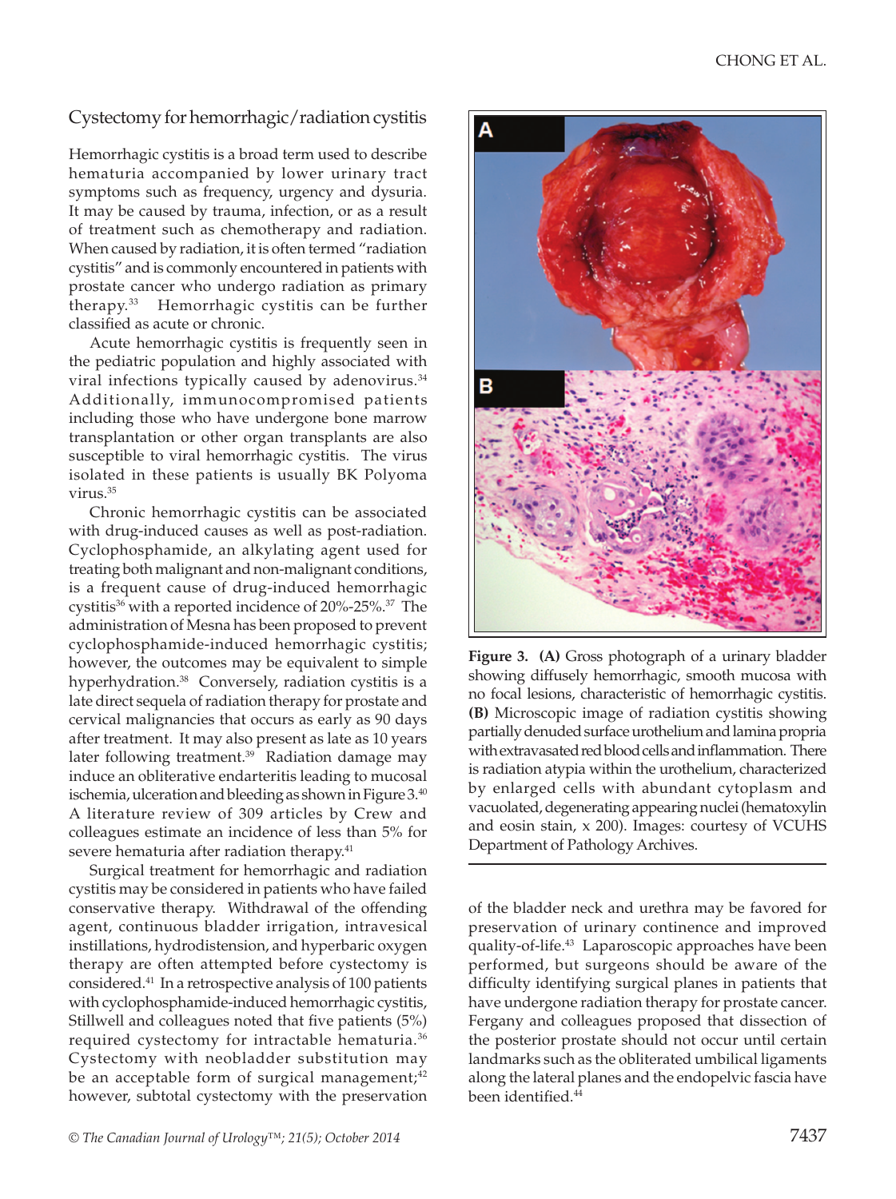## Cystectomy for hemorrhagic/radiation cystitis

Hemorrhagic cystitis is a broad term used to describe hematuria accompanied by lower urinary tract symptoms such as frequency, urgency and dysuria. It may be caused by trauma, infection, or as a result of treatment such as chemotherapy and radiation. When caused by radiation, it is often termed "radiation cystitis" and is commonly encountered in patients with prostate cancer who undergo radiation as primary therapy.[33] Hemorrhagic cystitis can be further classified as acute or chronic.

Acute hemorrhagic cystitis is frequently seen in the pediatric population and highly associated with viral infections typically caused by adenovirus.[34] Additionally, immunocompromised patients including those who have undergone bone marrow transplantation or other organ transplants are also susceptible to viral hemorrhagic cystitis. The virus isolated in these patients is usually BK Polyoma virus.[35]

Chronic hemorrhagic cystitis can be associated with drug-induced causes as well as post-radiation. Cyclophosphamide, an alkylating agent used for treating both malignant and non-malignant conditions, is a frequent cause of drug-induced hemorrhagic cystitis[36] with a reported incidence of 20%-25%.[37] The administration of Mesna has been proposed to prevent cyclophosphamide-induced hemorrhagic cystitis; however, the outcomes may be equivalent to simple hyperhydration.[38] Conversely, radiation cystitis is a late direct sequela of radiation therapy for prostate and cervical malignancies that occurs as early as 90 days after treatment. It may also present as late as 10 years later following treatment.[39] Radiation damage may induce an obliterative endarteritis leading to mucosal ischemia, ulceration and bleeding as shown in Figure 3.[40] A literature review of 309 articles by Crew and colleagues estimate an incidence of less than 5% for severe hematuria after radiation therapy.[41]

Surgical treatment for hemorrhagic and radiation cystitis may be considered in patients who have failed conservative therapy. Withdrawal of the offending agent, continuous bladder irrigation, intravesical instillations, hydrodistension, and hyperbaric oxygen therapy are often attempted before cystectomy is considered.[41] In a retrospective analysis of 100 patients with cyclophosphamide-induced hemorrhagic cystitis, Stillwell and colleagues noted that five patients (5%) required cystectomy for intractable hematuria.[36] Cystectomy with neobladder substitution may be an acceptable form of surgical management;[42] however, subtotal cystectomy with the preservation of the bladder neck and urethra may be favored for preservation of urinary continence and improved quality-of-life.[43] Laparoscopic approaches have been performed, but surgeons should be aware of the difficulty identifying surgical planes in patients that have undergone radiation therapy for prostate cancer. Fergany and colleagues proposed that dissection of the posterior prostate should not occur until certain landmarks such as the obliterated umbilical ligaments along the lateral planes and the endopelvic fascia have been identified.[44]

**Figure 3. (A)** Gross photograph of a urinary bladder showing diffusely hemorrhagic, smooth mucosa with no focal lesions, characteristic of hemorrhagic cystitis. **(B)** Microscopic image of radiation cystitis showing partially denuded surface urothelium and lamina propria with extravasated red blood cells and inflammation. There is radiation atypia within the urothelium, characterized by enlarged cells with abundant cytoplasm and vacuolated, degenerating appearing nuclei (hematoxylin and eosin stain, x 200). Images: courtesy of VCUHS Department of Pathology Archives.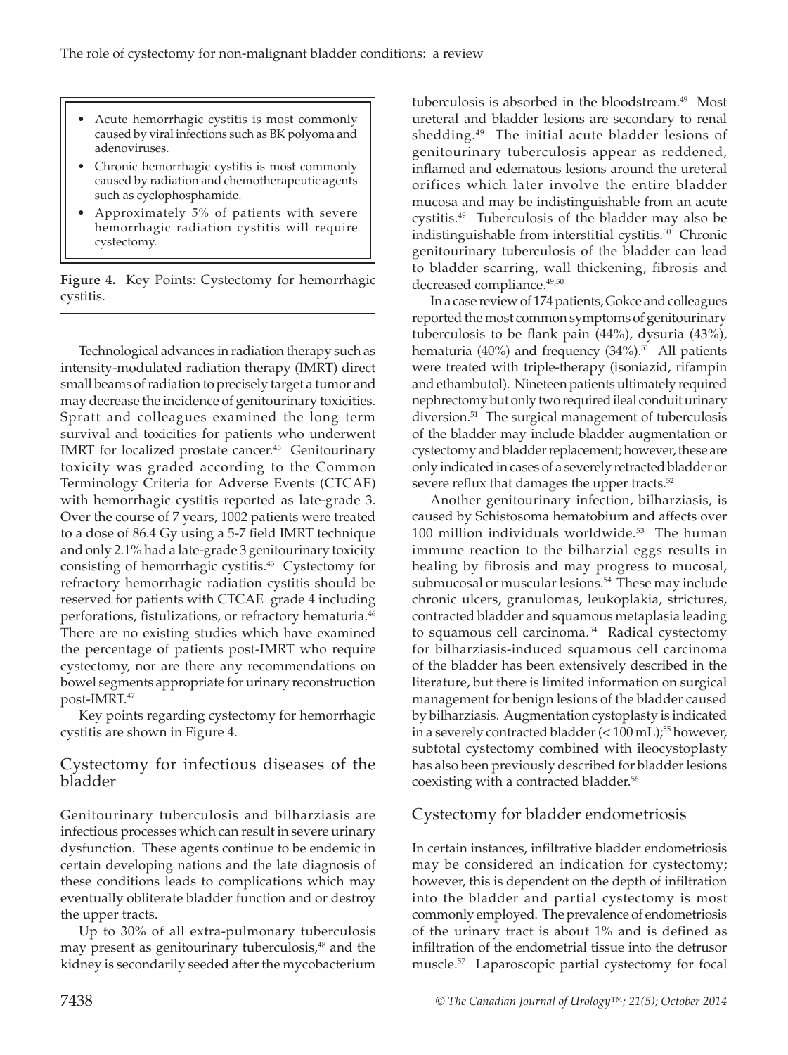- Acute hemorrhagic cystitis is most commonly caused by viral infections such as BK polyoma and adenoviruses.
- Chronic hemorrhagic cystitis is most commonly caused by radiation and chemotherapeutic agents such as cyclophosphamide.
- Approximately 5% of patients with severe hemorrhagic radiation cystitis will require cystectomy.

**Figure 4.** Key Points: Cystectomy for hemorrhagic cystitis.

Technological advances in radiation therapy such as intensity-modulated radiation therapy (IMRT) direct small beams of radiation to precisely target a tumor and may decrease the incidence of genitourinary toxicities. Spratt and colleagues examined the long term survival and toxicities for patients who underwent IMRT for localized prostate cancer.[45] Genitourinary toxicity was graded according to the Common Terminology Criteria for Adverse Events (CTCAE) with hemorrhagic cystitis reported as late-grade 3. Over the course of 7 years, 1002 patients were treated to a dose of 86.4 Gy using a 5-7 field IMRT technique and only 2.1% had a late-grade 3 genitourinary toxicity consisting of hemorrhagic cystitis.[45] Cystectomy for refractory hemorrhagic radiation cystitis should be reserved for patients with CTCAE grade 4 including perforations, fistulizations, or refractory hematuria.[46] There are no existing studies which have examined the percentage of patients post-IMRT who require cystectomy, nor are there any recommendations on bowel segments appropriate for urinary reconstruction post-IMRT.[47]

Key points regarding cystectomy for hemorrhagic cystitis are shown in Figure 4.

## Cystectomy for infectious diseases of the bladder

Genitourinary tuberculosis and bilharziasis are infectious processes which can result in severe urinary dysfunction. These agents continue to be endemic in certain developing nations and the late diagnosis of these conditions leads to complications which may eventually obliterate bladder function and or destroy the upper tracts.

Up to 30% of all extra-pulmonary tuberculosis may present as genitourinary tuberculosis,[48] and the kidney is secondarily seeded after the mycobacterium tuberculosis is absorbed in the bloodstream.[49] Most ureteral and bladder lesions are secondary to renal shedding.[49] The initial acute bladder lesions of genitourinary tuberculosis appear as reddened, inflamed and edematous lesions around the ureteral orifices which later involve the entire bladder mucosa and may be indistinguishable from an acute cystitis.[49] Tuberculosis of the bladder may also be indistinguishable from interstitial cystitis.[50] Chronic genitourinary tuberculosis of the bladder can lead to bladder scarring, wall thickening, fibrosis and decreased compliance.[49,50]

In a case review of 174 patients, Gokce and colleagues reported the most common symptoms of genitourinary tuberculosis to be flank pain (44%), dysuria (43%), hematuria (40%) and frequency (34%).[51] All patients were treated with triple-therapy (isoniazid, rifampin and ethambutol). Nineteen patients ultimately required nephrectomy but only two required ileal conduit urinary diversion.[51] The surgical management of tuberculosis of the bladder may include bladder augmentation or cystectomy and bladder replacement; however, these are only indicated in cases of a severely retracted bladder or severe reflux that damages the upper tracts.[52]

Another genitourinary infection, bilharziasis, is caused by Schistosoma hematobium and affects over 100 million individuals worldwide.[53] The human immune reaction to the bilharzial eggs results in healing by fibrosis and may progress to mucosal, submucosal or muscular lesions.[54] These may include chronic ulcers, granulomas, leukoplakia, strictures, contracted bladder and squamous metaplasia leading to squamous cell carcinoma.[54] Radical cystectomy for bilharziasis-induced squamous cell carcinoma of the bladder has been extensively described in the literature, but there is limited information on surgical management for benign lesions of the bladder caused by bilharziasis. Augmentation cystoplasty is indicated in a severely contracted bladder (< 100 mL);[55] however, subtotal cystectomy combined with ileocystoplasty has also been previously described for bladder lesions coexisting with a contracted bladder.[56]

## Cystectomy for bladder endometriosis

In certain instances, infiltrative bladder endometriosis may be considered an indication for cystectomy; however, this is dependent on the depth of infiltration into the bladder and partial cystectomy is most commonly employed. The prevalence of endometriosis of the urinary tract is about 1% and is defined as infiltration of the endometrial tissue into the detrusor muscle.[57] Laparoscopic partial cystectomy for focal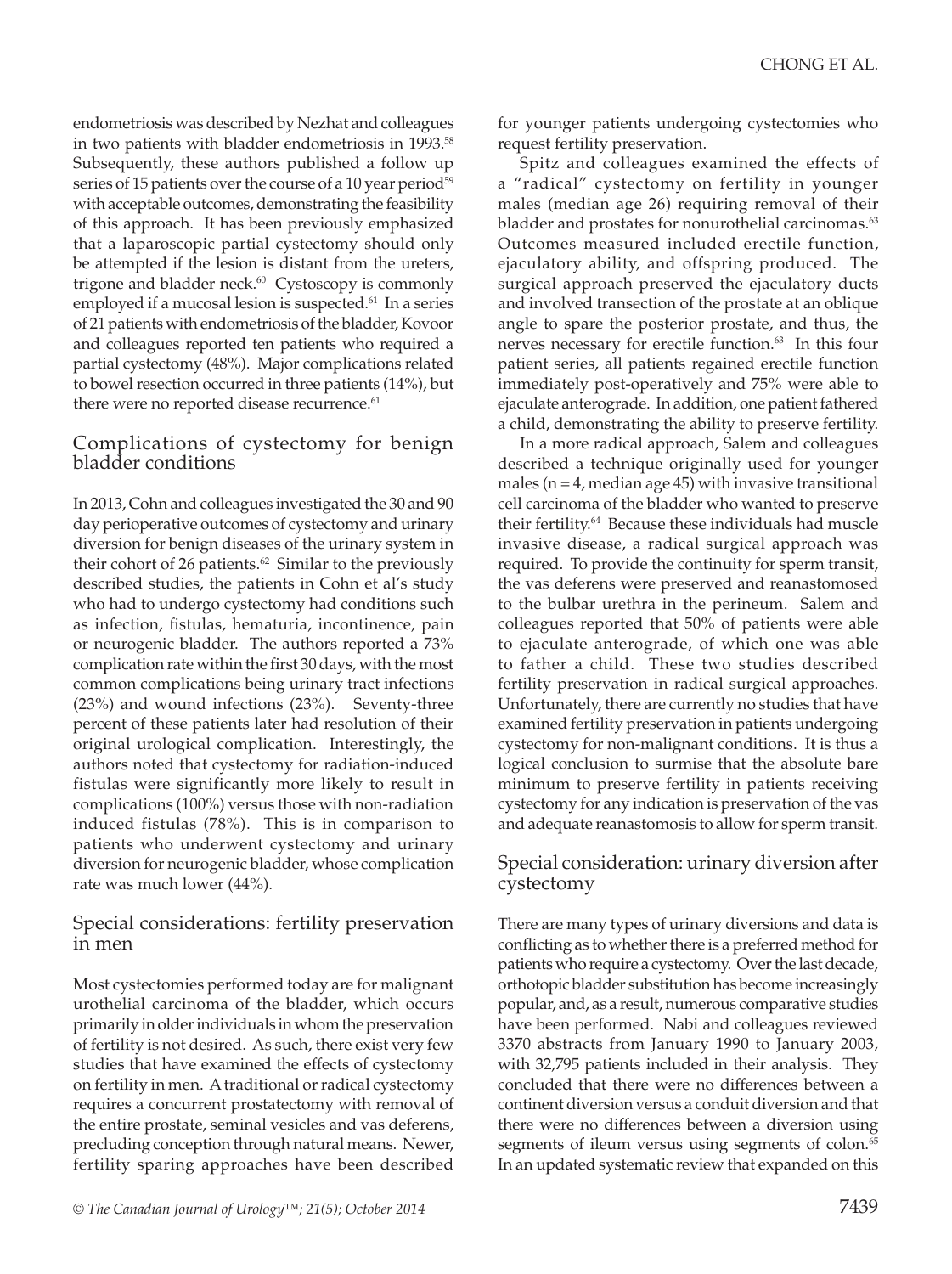endometriosis was described by Nezhat and colleagues in two patients with bladder endometriosis in 1993.[58] Subsequently, these authors published a follow up series of 15 patients over the course of a 10 year period[59] with acceptable outcomes, demonstrating the feasibility of this approach. It has been previously emphasized that a laparoscopic partial cystectomy should only be attempted if the lesion is distant from the ureters, trigone and bladder neck.[60] Cystoscopy is commonly employed if a mucosal lesion is suspected.[61] In a series of 21 patients with endometriosis of the bladder, Kovoor and colleagues reported ten patients who required a partial cystectomy (48%). Major complications related to bowel resection occurred in three patients (14%), but there were no reported disease recurrence.[61]

## Complications of cystectomy for benign bladder conditions

In 2013, Cohn and colleagues investigated the 30 and 90 day perioperative outcomes of cystectomy and urinary diversion for benign diseases of the urinary system in their cohort of 26 patients.[62] Similar to the previously described studies, the patients in Cohn et al's study who had to undergo cystectomy had conditions such as infection, fistulas, hematuria, incontinence, pain or neurogenic bladder. The authors reported a 73% complication rate within the first 30 days, with the most common complications being urinary tract infections (23%) and wound infections (23%). Seventy-three percent of these patients later had resolution of their original urological complication. Interestingly, the authors noted that cystectomy for radiation-induced fistulas were significantly more likely to result in complications (100%) versus those with non-radiation induced fistulas (78%). This is in comparison to patients who underwent cystectomy and urinary diversion for neurogenic bladder, whose complication rate was much lower (44%).

## Special considerations: fertility preservation in men

Most cystectomies performed today are for malignant urothelial carcinoma of the bladder, which occurs primarily in older individuals in whom the preservation of fertility is not desired. As such, there exist very few studies that have examined the effects of cystectomy on fertility in men. A traditional or radical cystectomy requires a concurrent prostatectomy with removal of the entire prostate, seminal vesicles and vas deferens, precluding conception through natural means. Newer, fertility sparing approaches have been described for younger patients undergoing cystectomies who request fertility preservation.

Spitz and colleagues examined the effects of a "radical" cystectomy on fertility in younger males (median age 26) requiring removal of their bladder and prostates for nonurothelial carcinomas.[63] Outcomes measured included erectile function, ejaculatory ability, and offspring produced. The surgical approach preserved the ejaculatory ducts and involved transection of the prostate at an oblique angle to spare the posterior prostate, and thus, the nerves necessary for erectile function.[63] In this four patient series, all patients regained erectile function immediately post-operatively and 75% were able to ejaculate anterograde. In addition, one patient fathered a child, demonstrating the ability to preserve fertility.

In a more radical approach, Salem and colleagues described a technique originally used for younger males (n = 4, median age 45) with invasive transitional cell carcinoma of the bladder who wanted to preserve their fertility.[64] Because these individuals had muscle invasive disease, a radical surgical approach was required. To provide the continuity for sperm transit, the vas deferens were preserved and reanastomosed to the bulbar urethra in the perineum. Salem and colleagues reported that 50% of patients were able to ejaculate anterograde, of which one was able to father a child. These two studies described fertility preservation in radical surgical approaches. Unfortunately, there are currently no studies that have examined fertility preservation in patients undergoing cystectomy for non-malignant conditions. It is thus a logical conclusion to surmise that the absolute bare minimum to preserve fertility in patients receiving cystectomy for any indication is preservation of the vas and adequate reanastomosis to allow for sperm transit.

## Special consideration: urinary diversion after cystectomy

There are many types of urinary diversions and data is conflicting as to whether there is a preferred method for patients who require a cystectomy. Over the last decade, orthotopic bladder substitution has become increasingly popular, and, as a result, numerous comparative studies have been performed. Nabi and colleagues reviewed 3370 abstracts from January 1990 to January 2003, with 32,795 patients included in their analysis. They concluded that there were no differences between a continent diversion versus a conduit diversion and that there were no differences between a diversion using segments of ileum versus using segments of colon.[65] In an updated systematic review that expanded on this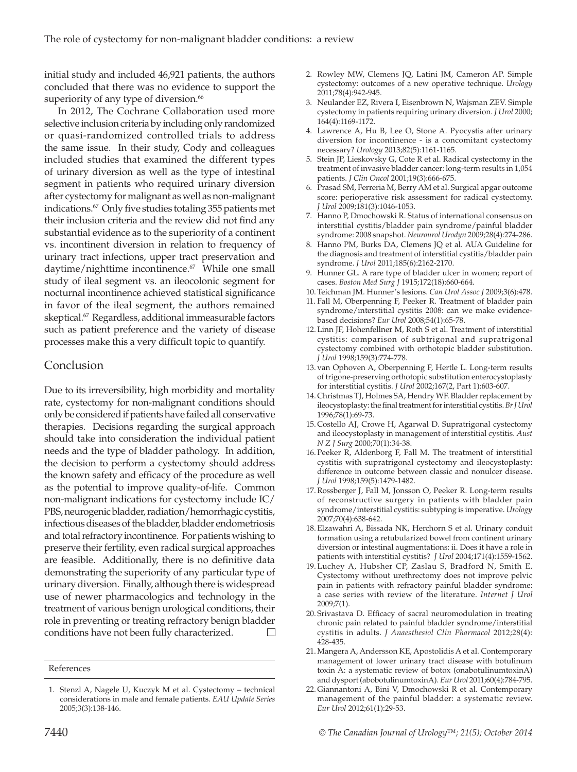initial study and included 46,921 patients, the authors concluded that there was no evidence to support the superiority of any type of diversion.[66]

In 2012, The Cochrane Collaboration used more selective inclusion criteria by including only randomized or quasi-randomized controlled trials to address the same issue. In their study, Cody and colleagues included studies that examined the different types of urinary diversion as well as the type of intestinal segment in patients who required urinary diversion after cystectomy for malignant as well as non-malignant indications.[67] Only five studies totaling 355 patients met their inclusion criteria and the review did not find any substantial evidence as to the superiority of a continent vs. incontinent diversion in relation to frequency of urinary tract infections, upper tract preservation and daytime/nighttime incontinence.[67] While one small study of ileal segment vs. an ileocolonic segment for nocturnal incontinence achieved statistical significance in favor of the ileal segment, the authors remained skeptical.[67] Regardless, additional immeasurable factors such as patient preference and the variety of disease processes make this a very difficult topic to quantify.

## Conclusion

Due to its irreversibility, high morbidity and mortality rate, cystectomy for non-malignant conditions should only be considered if patients have failed all conservative therapies. Decisions regarding the surgical approach should take into consideration the individual patient needs and the type of bladder pathology. In addition, the decision to perform a cystectomy should address the known safety and efficacy of the procedure as well as the potential to improve quality-of-life. Common non-malignant indications for cystectomy include IC/PBS, neurogenic bladder, radiation/hemorrhagic cystitis, infectious diseases of the bladder, bladder endometriosis and total refractory incontinence. For patients wishing to preserve their fertility, even radical surgical approaches are feasible. Additionally, there is no definitive data demonstrating the superiority of any particular type of urinary diversion. Finally, although there is widespread use of newer pharmacologics and technology in the treatment of various benign urological conditions, their role in preventing or treating refractory benign bladder conditions have not been fully characterized. □

## References

1. Stenzl A, Nagele U, Kuczyk M et al. Cystectomy – technical considerations in male and female patients. *EAU Update Series* 2005;3(3):138-146.
2. Rowley MW, Clemens JQ, Latini JM, Cameron AP. Simple cystectomy: outcomes of a new operative technique. *Urology* 2011;78(4):942-945.
3. Neulander EZ, Rivera I, Eisenbrown N, Wajsman ZEV. Simple cystectomy in patients requiring urinary diversion. *J Urol* 2000; 164(4):1169-1172.
4. Lawrence A, Hu B, Lee O, Stone A. Pyocystis after urinary diversion for incontinence - is a concomitant cystectomy necessary? *Urology* 2013;82(5):1161-1165.
5. Stein JP, Lieskovsky G, Cote R et al. Radical cystectomy in the treatment of invasive bladder cancer: long-term results in 1,054 patients. *J Clin Oncol* 2001;19(3):666-675.
6. Prasad SM, Ferreria M, Berry AM et al. Surgical apgar outcome score: perioperative risk assessment for radical cystectomy. *J Urol* 2009;181(3):1046-1053.
7. Hanno P, Dmochowski R. Status of international consensus on interstitial cystitis/bladder pain syndrome/painful bladder syndrome: 2008 snapshot. *Neurourol Urodyn* 2009;28(4):274-286.
8. Hanno PM, Burks DA, Clemens JQ et al. AUA Guideline for the diagnosis and treatment of interstitial cystitis/bladder pain syndrome. *J Urol* 2011;185(6):2162-2170.
9. Hunner GL. A rare type of bladder ulcer in women; report of cases. *Boston Med Surg J* 1915;172(18):660-664.
10. Teichman JM. Hunner's lesions. *Can Urol Assoc J* 2009;3(6):478.
11. Fall M, Oberpenning F, Peeker R. Treatment of bladder pain syndrome/interstitial cystitis 2008: can we make evidence-based decisions? *Eur Urol* 2008;54(1):65-78.
12. Linn JF, Hohenfellner M, Roth S et al. Treatment of interstitial cystitis: comparison of subtrigonal and supratrigonal cystectomy combined with orthotopic bladder substitution. *J Urol* 1998;159(3):774-778.
13. van Ophoven A, Oberpenning F, Hertle L. Long-term results of trigone-preserving orthotopic substitution enterocystoplasty for interstitial cystitis. *J Urol* 2002;167(2, Part 1):603-607.
14. Christmas TJ, Holmes SA, Hendry WF. Bladder replacement by ileocystoplasty: the final treatment for interstitial cystitis. *Br J Urol* 1996;78(1):69-73.
15. Costello AJ, Crowe H, Agarwal D. Supratrigonal cystectomy and ileocystoplasty in management of interstitial cystitis. *Aust N Z J Surg* 2000;70(1):34-38.
16. Peeker R, Aldenborg F, Fall M. The treatment of interstitial cystitis with supratrigonal cystectomy and ileocystoplasty: difference in outcome between classic and nonulcer disease. *J Urol* 1998;159(5):1479-1482.
17. Rossberger J, Fall M, Jonsson O, Peeker R. Long-term results of reconstructive surgery in patients with bladder pain syndrome/interstitial cystitis: subtyping is imperative. *Urology* 2007;70(4):638-642.
18. Elzawahri A, Bissada NK, Herchorn S et al. Urinary conduit formation using a retubularized bowel from continent urinary diversion or intestinal augmentations: ii. Does it have a role in patients with interstitial cystitis? *J Urol* 2004;171(4):1559-1562.
19. Luchey A, Hubsher CP, Zaslau S, Bradford N, Smith E. Cystectomy without urethrectomy does not improve pelvic pain in patients with refractory painful bladder syndrome: a case series with review of the literature. *Internet J Urol* 2009;7(1).
20. Srivastava D. Efficacy of sacral neuromodulation in treating chronic pain related to painful bladder syndrome/interstitial cystitis in adults. *J Anaesthesiol Clin Pharmacol* 2012;28(4): 428-435.
21. Mangera A, Andersson KE, Apostolidis A et al. Contemporary management of lower urinary tract disease with botulinum toxin A: a systematic review of botox (onabotulinumtoxinA) and dysport (abobotulinumtoxinA). *Eur Urol* 2011;60(4):784-795.
22. Giannantoni A, Bini V, Dmochowski R et al. Contemporary management of the painful bladder: a systematic review. *Eur Urol* 2012;61(1):29-53.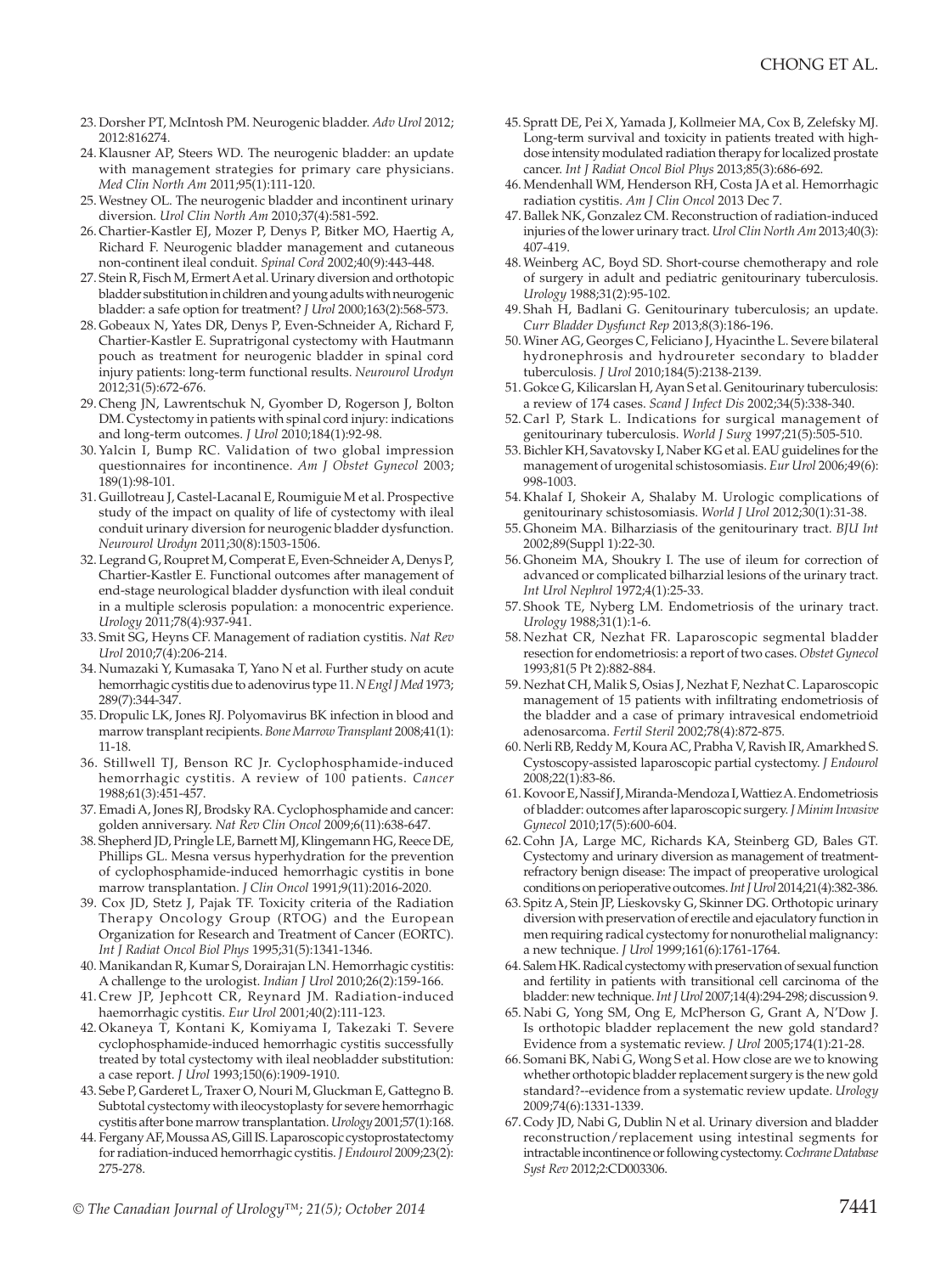23. Dorsher PT, McIntosh PM. Neurogenic bladder. *Adv Urol* 2012; 2012:816274.
24. Klausner AP, Steers WD. The neurogenic bladder: an update with management strategies for primary care physicians. *Med Clin North Am* 2011;95(1):111-120.
25. Westney OL. The neurogenic bladder and incontinent urinary diversion. *Urol Clin North Am* 2010;37(4):581-592.
26. Chartier-Kastler EJ, Mozer P, Denys P, Bitker MO, Haertig A, Richard F. Neurogenic bladder management and cutaneous non-continent ileal conduit. *Spinal Cord* 2002;40(9):443-448.
27. Stein R, Fisch M, Ermert A et al. Urinary diversion and orthotopic bladder substitution in children and young adults with neurogenic bladder: a safe option for treatment? *J Urol* 2000;163(2):568-573.
28. Gobeaux N, Yates DR, Denys P, Even-Schneider A, Richard F, Chartier-Kastler E. Supratrigonal cystectomy with Hautmann pouch as treatment for neurogenic bladder in spinal cord injury patients: long-term functional results. *Neurourol Urodyn* 2012;31(5):672-676.
29. Cheng JN, Lawrentschuk N, Gyomber D, Rogerson J, Bolton DM. Cystectomy in patients with spinal cord injury: indications and long-term outcomes. *J Urol* 2010;184(1):92-98.
30. Yalcin I, Bump RC. Validation of two global impression questionnaires for incontinence. *Am J Obstet Gynecol* 2003; 189(1):98-101.
31. Guillotreau J, Castel-Lacanal E, Roumiguie M et al. Prospective study of the impact on quality of life of cystectomy with ileal conduit urinary diversion for neurogenic bladder dysfunction. *Neurourol Urodyn* 2011;30(8):1503-1506.
32. Legrand G, Roupret M, Comperat E, Even-Schneider A, Denys P, Chartier-Kastler E. Functional outcomes after management of end-stage neurological bladder dysfunction with ileal conduit in a multiple sclerosis population: a monocentric experience. *Urology* 2011;78(4):937-941.
33. Smit SG, Heyns CF. Management of radiation cystitis. *Nat Rev Urol* 2010;7(4):206-214.
34. Numazaki Y, Kumasaka T, Yano N et al. Further study on acute hemorrhagic cystitis due to adenovirus type 11. *N Engl J Med* 1973; 289(7):344-347.
35. Dropulic LK, Jones RJ. Polyomavirus BK infection in blood and marrow transplant recipients. *Bone Marrow Transplant* 2008;41(1): 11-18.
36. Stillwell TJ, Benson RC Jr. Cyclophosphamide-induced hemorrhagic cystitis. A review of 100 patients. *Cancer* 1988;61(3):451-457.
37. Emadi A, Jones RJ, Brodsky RA. Cyclophosphamide and cancer: golden anniversary. *Nat Rev Clin Oncol* 2009;6(11):638-647.
38. Shepherd JD, Pringle LE, Barnett MJ, Klingemann HG, Reece DE, Phillips GL. Mesna versus hyperhydration for the prevention of cyclophosphamide-induced hemorrhagic cystitis in bone marrow transplantation. *J Clin Oncol* 1991;9(11):2016-2020.
39. Cox JD, Stetz J, Pajak TF. Toxicity criteria of the Radiation Therapy Oncology Group (RTOG) and the European Organization for Research and Treatment of Cancer (EORTC). *Int J Radiat Oncol Biol Phys* 1995;31(5):1341-1346.
40. Manikandan R, Kumar S, Dorairajan LN. Hemorrhagic cystitis: A challenge to the urologist. *Indian J Urol* 2010;26(2):159-166.
41. Crew JP, Jephcott CR, Reynard JM. Radiation-induced haemorrhagic cystitis. *Eur Urol* 2001;40(2):111-123.
42. Okaneya T, Kontani K, Komiyama I, Takezaki T. Severe cyclophosphamide-induced hemorrhagic cystitis successfully treated by total cystectomy with ileal neobladder substitution: a case report. *J Urol* 1993;150(6):1909-1910.
43. Sebe P, Garderet L, Traxer O, Nouri M, Gluckman E, Gattegno B. Subtotal cystectomy with ileocystoplasty for severe hemorrhagic cystitis after bone marrow transplantation. *Urology* 2001;57(1):168.
44. Fergany AF, Moussa AS, Gill IS. Laparoscopic cystoprostatectomy for radiation-induced hemorrhagic cystitis. *J Endourol* 2009;23(2): 275-278.
45. Spratt DE, Pei X, Yamada J, Kollmeier MA, Cox B, Zelefsky MJ. Long-term survival and toxicity in patients treated with high-dose intensity modulated radiation therapy for localized prostate cancer. *Int J Radiat Oncol Biol Phys* 2013;85(3):686-692.
46. Mendenhall WM, Henderson RH, Costa JA et al. Hemorrhagic radiation cystitis. *Am J Clin Oncol* 2013 Dec 7.
47. Ballek NK, Gonzalez CM. Reconstruction of radiation-induced injuries of the lower urinary tract. *Urol Clin North Am* 2013;40(3): 407-419.
48. Weinberg AC, Boyd SD. Short-course chemotherapy and role of surgery in adult and pediatric genitourinary tuberculosis. *Urology* 1988;31(2):95-102.
49. Shah H, Badlani G. Genitourinary tuberculosis; an update. *Curr Bladder Dysfunct Rep* 2013;8(3):186-196.
50. Winer AG, Georges C, Feliciano J, Hyacinthe L. Severe bilateral hydronephrosis and hydroureter secondary to bladder tuberculosis. *J Urol* 2010;184(5):2138-2139.
51. Gokce G, Kilicarslan H, Ayan S et al. Genitourinary tuberculosis: a review of 174 cases. *Scand J Infect Dis* 2002;34(5):338-340.
52. Carl P, Stark L. Indications for surgical management of genitourinary tuberculosis. *World J Surg* 1997;21(5):505-510.
53. Bichler KH, Savatovsky I, Naber KG et al. EAU guidelines for the management of urogenital schistosomiasis. *Eur Urol* 2006;49(6): 998-1003.
54. Khalaf I, Shokeir A, Shalaby M. Urologic complications of genitourinary schistosomiasis. *World J Urol* 2012;30(1):31-38.
55. Ghoneim MA. Bilharziasis of the genitourinary tract. *BJU Int* 2002;89(Suppl 1):22-30.
56. Ghoneim MA, Shoukry I. The use of ileum for correction of advanced or complicated bilharzial lesions of the urinary tract. *Int Urol Nephrol* 1972;4(1):25-33.
57. Shook TE, Nyberg LM. Endometriosis of the urinary tract. *Urology* 1988;31(1):1-6.
58. Nezhat CR, Nezhat FR. Laparoscopic segmental bladder resection for endometriosis: a report of two cases. *Obstet Gynecol* 1993;81(5 Pt 2):882-884.
59. Nezhat CH, Malik S, Osias J, Nezhat F, Nezhat C. Laparoscopic management of 15 patients with infiltrating endometriosis of the bladder and a case of primary intravesical endometrioid adenosarcoma. *Fertil Steril* 2002;78(4):872-875.
60. Nerli RB, Reddy M, Koura AC, Prabha V, Ravish IR, Amarkhed S. Cystoscopy-assisted laparoscopic partial cystectomy. *J Endourol* 2008;22(1):83-86.
61. Kovoor E, Nassif J, Miranda-Mendoza I, Wattiez A. Endometriosis of bladder: outcomes after laparoscopic surgery. *J Minim Invasive Gynecol* 2010;17(5):600-604.
62. Cohn JA, Large MC, Richards KA, Steinberg GD, Bales GT. Cystectomy and urinary diversion as management of treatment-refractory benign disease: The impact of preoperative urological conditions on perioperative outcomes. *Int J Urol* 2014;21(4):382-386.
63. Spitz A, Stein JP, Lieskovsky G, Skinner DG. Orthotopic urinary diversion with preservation of erectile and ejaculatory function in men requiring radical cystectomy for nonurothelial malignancy: a new technique. *J Urol* 1999;161(6):1761-1764.
64. Salem HK. Radical cystectomy with preservation of sexual function and fertility in patients with transitional cell carcinoma of the bladder: new technique. *Int J Urol* 2007;14(4):294-298; discussion 9.
65. Nabi G, Yong SM, Ong E, McPherson G, Grant A, N'Dow J. Is orthotopic bladder replacement the new gold standard? Evidence from a systematic review. *J Urol* 2005;174(1):21-28.
66. Somani BK, Nabi G, Wong S et al. How close are we to knowing whether orthotopic bladder replacement surgery is the new gold standard?--evidence from a systematic review update. *Urology* 2009;74(6):1331-1339.
67. Cody JD, Nabi G, Dublin N et al. Urinary diversion and bladder reconstruction/replacement using intestinal segments for intractable incontinence or following cystectomy. *Cochrane Database Syst Rev* 2012;2:CD003306.